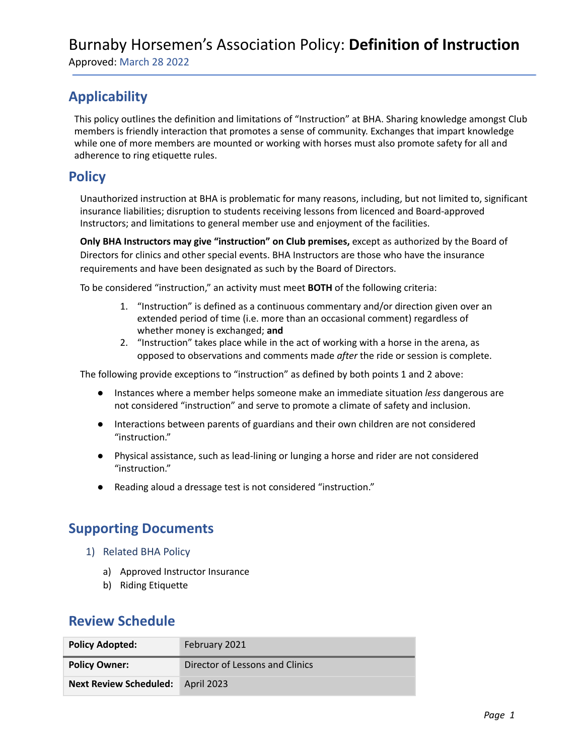# Burnaby Horsemen's Association Policy: **Definition of Instruction**

Approved: March 28 2022

## Applicability

This policy outlines the definition and limitations of "Instruction" at BHA. Sharing knowledge amongst Club members is friendly interaction that promotes a sense of community. Exchanges that impart knowledge while one of more members are mounted or working with horses must also promote safety for all and adherence to ring etiquette rules.

## Policy

Unauthorized instruction at BHA is problematic for many reasons, including, but not limited to, significant insurance liabilities; disruption to students receiving lessons from licenced and Board-approved Instructors; and limitations to general member use and enjoyment of the facilities.

**Only BHA Instructors may give "instruction" on Club premises,** except as authorized by the Board of Directors for clinics and other special events. BHA Instructors are those who have the insurance requirements and have been designated as such by the Board of Directors.

To be considered "instruction," an activity must meet **BOTH** of the following criteria:

1. "Instruction" is defined as a continuous commentary and/or direction given over an extended period of time (i.e. more than an occasional comment) regardless of whether money is exchanged; **and**
2. "Instruction" takes place while in the act of working with a horse in the arena, as opposed to observations and comments made *after* the ride or session is complete.

The following provide exceptions to "instruction" as defined by both points 1 and 2 above:

- Instances where a member helps someone make an immediate situation *less* dangerous are not considered "instruction" and serve to promote a climate of safety and inclusion.
- Interactions between parents of guardians and their own children are not considered "instruction."
- Physical assistance, such as lead-lining or lunging a horse and rider are not considered "instruction."
- Reading aloud a dressage test is not considered "instruction."

## Supporting Documents

1) Related BHA Policy
   a) Approved Instructor Insurance
   b) Riding Etiquette

## Review Schedule

| | |
|---|---|
| **Policy Adopted:** | February 2021 |
| **Policy Owner:** | Director of Lessons and Clinics |
| **Next Review Scheduled:** | April 2023 |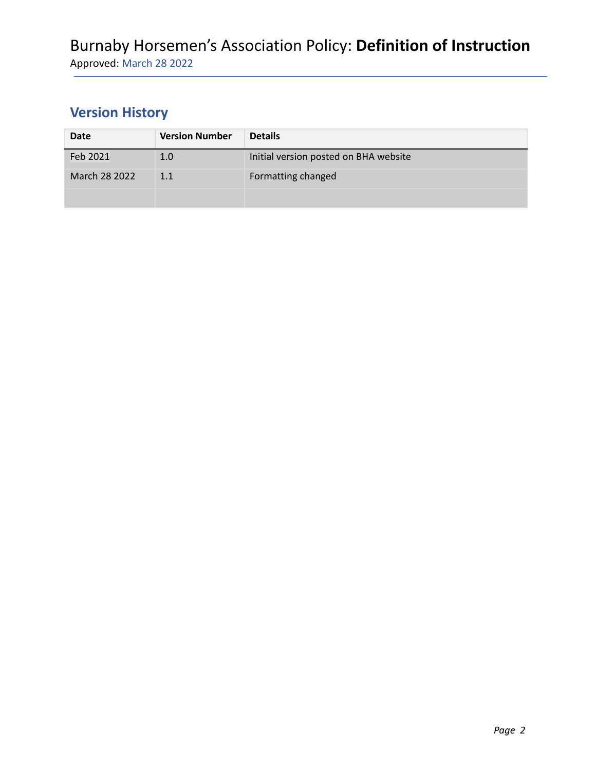Burnaby Horsemen's Association Policy: **Definition of Instruction**

Approved: March 28 2022

## Version History

| Date | Version Number | Details |
|---|---|---|
| Feb 2021 | 1.0 | Initial version posted on BHA website |
| March 28 2022 | 1.1 | Formatting changed |
| | | |